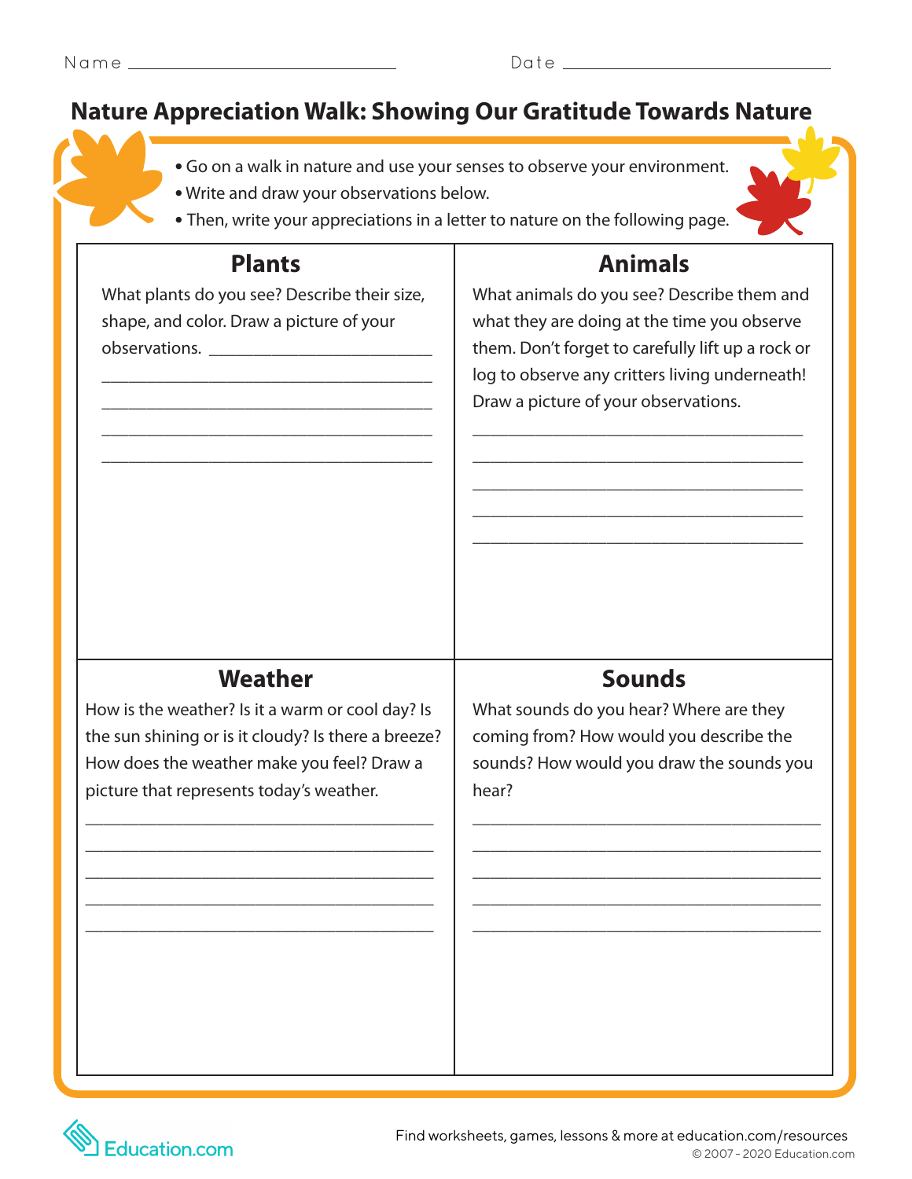Name ______________________________ Date ______________________________

# Nature Appreciation Walk: Showing Our Gratitude Towards Nature

- Go on a walk in nature and use your senses to observe your environment.
- Write and draw your observations below.
- Then, write your appreciations in a letter to nature on the following page.

## Plants

What plants do you see? Describe their size, shape, and color. Draw a picture of your observations. ______________________________

______________________________________

______________________________________

______________________________________

______________________________________

## Animals

What animals do you see? Describe them and what they are doing at the time you observe them. Don't forget to carefully lift up a rock or log to observe any critters living underneath! Draw a picture of your observations.

______________________________________

______________________________________

______________________________________

______________________________________

______________________________________

## Weather

How is the weather? Is it a warm or cool day? Is the sun shining or is it cloudy? Is there a breeze? How does the weather make you feel? Draw a picture that represents today's weather.

______________________________________

______________________________________

______________________________________

______________________________________

______________________________________

## Sounds

What sounds do you hear? Where are they coming from? How would you describe the sounds? How would you draw the sounds you hear?

______________________________________

______________________________________

______________________________________

______________________________________

______________________________________

Education.com

Find worksheets, games, lessons & more at education.com/resources
© 2007 - 2020 Education.com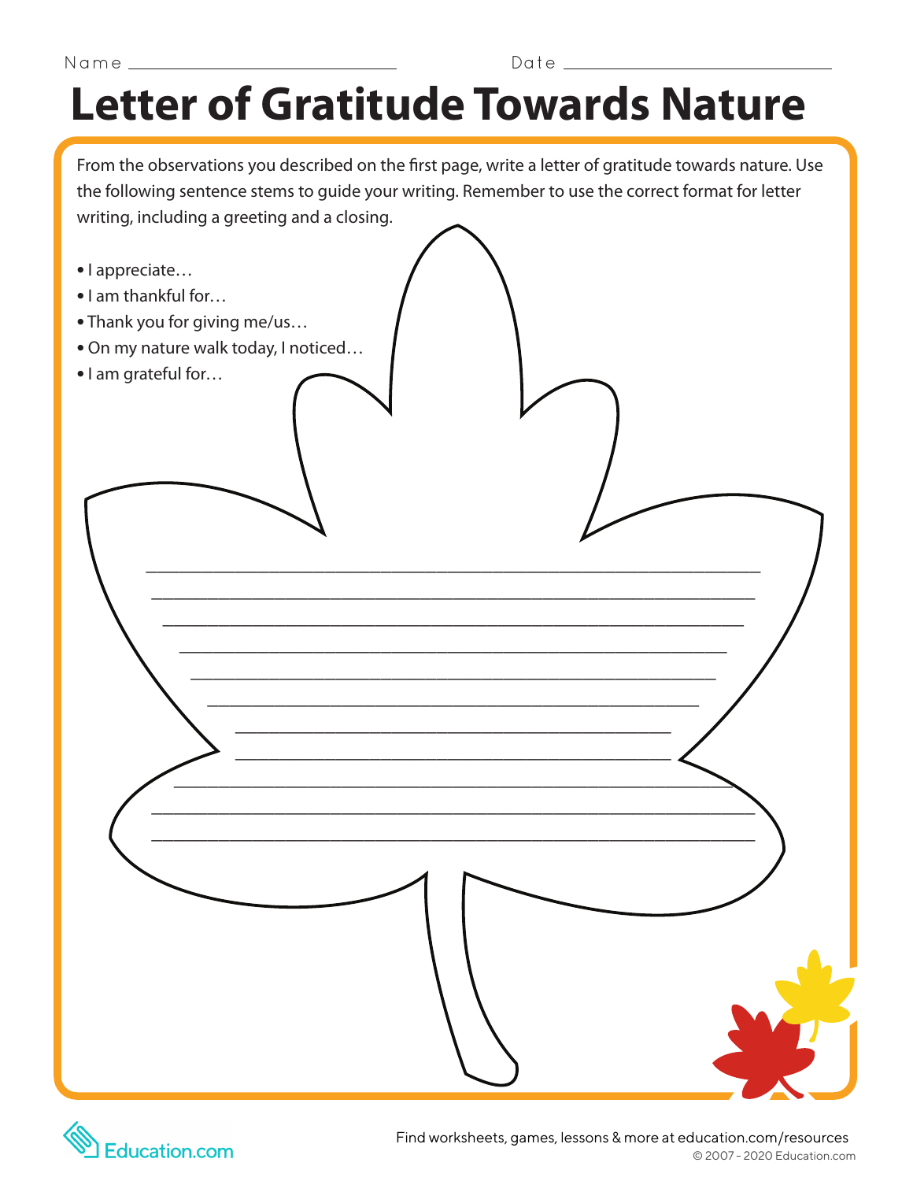Name ______________________________ Date ______________________________

# Letter of Gratitude Towards Nature

From the observations you described on the first page, write a letter of gratitude towards nature. Use the following sentence stems to guide your writing. Remember to use the correct format for letter writing, including a greeting and a closing.

- I appreciate…
- I am thankful for…
- Thank you for giving me/us…
- On my nature walk today, I noticed…
- I am grateful for…

_______________________________________________________________

_______________________________________________________________

_______________________________________________________________

_______________________________________________________________

_______________________________________________________________

_______________________________________________________________

_______________________________________________________________

_______________________________________________________________

_______________________________________________________________

_______________________________________________________________

_______________________________________________________________

Education.com

Find worksheets, games, lessons & more at education.com/resources

© 2007 - 2020 Education.com